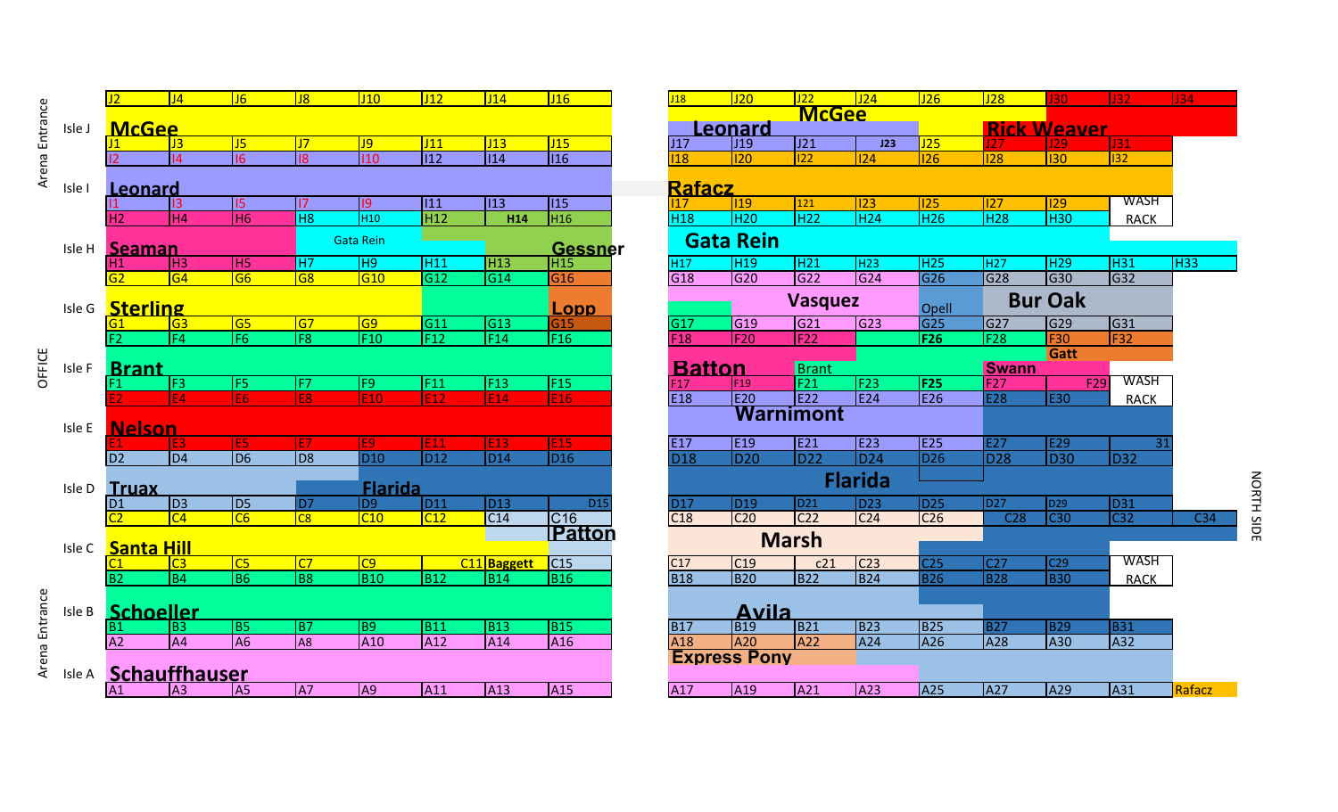Arena Entrance | OFFICE | Arena Entrance | NORTH SIDE

| Isle | | | | | | | | | |
|---|---|---|---|---|---|---|---|---|---|
| Isle J | J2 | J4 | J6 | J8 | J10 | J12 | J14 | J16 |
| | **McGee** | | | | | | | |
| | J1 | J3 | J5 | J7 | J9 | J11 | J13 | J15 |
| | I2 | I4 | I6 | I8 | I10 | I12 | I14 | I16 |
| Isle I | **Leonard** | | | | | | | |
| | I1 | I3 | I5 | I7 | I9 | I11 | I13 | I15 |
| | H2 | H4 | H6 | H8 | H10 | H12 | H14 | H16 |
| Isle H | **Seaman** | | | Gata Rein | | | | **Gessner** |
| | H1 | H3 | H5 | H7 | H9 | H11 | H13 | H15 |
| | G2 | G4 | G6 | G8 | G10 | G12 | G14 | G16 |
| Isle G | **Sterling** | | | | | | | **Lopp** |
| | G1 | G3 | G5 | G7 | G9 | G11 | G13 | G15 |
| | F2 | F4 | F6 | F8 | F10 | F12 | F14 | F16 |
| Isle F | **Brant** | | | | | | | |
| | F1 | F3 | F5 | F7 | F9 | F11 | F13 | F15 |
| | E2 | E4 | E6 | E8 | E10 | E12 | E14 | E16 |
| Isle E | **Nelson** | | | | | | | |
| | E1 | E3 | E5 | E7 | E9 | E11 | E13 | E15 |
| | D2 | D4 | D6 | D8 | D10 | D12 | D14 | D16 |
| Isle D | **Truax** | | | | **Flarida** | | | |
| | D1 | D3 | D5 | D7 | D9 | D11 | D13 | D15 |
| | C2 | C4 | C6 | C8 | C10 | C12 | C14 | C16 |
| Isle C | **Santa Hill** | | | | | | | **Patton** |
| | C1 | C3 | C5 | C7 | C9 | C11 | Baggett | C15 |
| | B2 | B4 | B6 | B8 | B10 | B12 | B14 | B16 |
| Isle B | **Schoeller** | | | | | | | |
| | B1 | B3 | B5 | B7 | B9 | B11 | B13 | B15 |
| | A2 | A4 | A6 | A8 | A10 | A12 | A14 | A16 |
| Isle A | **Schauffhauser** | | | | | | | |
| | A1 | A3 | A5 | A7 | A9 | A11 | A13 | A15 |

| | | | | | | | | |
|---|---|---|---|---|---|---|---|---|
| J18 | J20 | J22 | J24 | J26 | J28 | J30 | J32 | J34 |
| **Leonard** | | **McGee** | | | **Rick Weaver** | | | |
| J17 | J19 | J21 | J23 | J25 | J27 | J29 | J31 | |
| I18 | I20 | I22 | I24 | I26 | I28 | I30 | I32 | |
| **Rafacz** | | | | | | | | |
| I17 | I19 | 121 | I23 | I25 | I27 | I29 | WASH RACK | |
| H18 | H20 | H22 | H24 | H26 | H28 | H30 | | |
| **Gata Rein** | | | | | | | | |
| H17 | H19 | H21 | H23 | H25 | H27 | H29 | H31 | H33 |
| G18 | G20 | G22 | G24 | G26 | G28 | G30 | G32 | |
| | | **Vasquez** | | Opell | **Bur Oak** | | | |
| G17 | G19 | G21 | G23 | G25 | G27 | G29 | G31 | |
| F18 | F20 | F22 | | F26 | F28 | F30 | F32 | |
| | | | | | | Gatt | | |
| **Batton** | | Brant | | | **Swann** | | | |
| F17 | F19 | F21 | F23 | F25 | F27 | F29 | WASH RACK | |
| E18 | E20 | E22 | E24 | E26 | E28 | E30 | | |
| | **Warnimont** | | | | | | | |
| E17 | E19 | E21 | E23 | E25 | E27 | E29 | 31 | |
| D18 | D20 | D22 | D24 | D26 | D28 | D30 | D32 | |
| | | **Flarida** | | | | | | |
| D17 | D19 | D21 | D23 | D25 | D27 | D29 | D31 | |
| C18 | C20 | C22 | C24 | C26 | C28 | C30 | C32 | C34 |
| | **Marsh** | | | | | | | |
| C17 | C19 | c21 | C23 | C25 | C27 | C29 | WASH RACK | |
| B18 | B20 | B22 | B24 | B26 | B28 | B30 | | |
| | **Avila** | | | | | | | |
| B17 | B19 | B21 | B23 | B25 | B27 | B29 | B31 | |
| A18 | A20 | A22 | A24 | A26 | A28 | A30 | A32 | |
| **Express Pony** | | | | | | | | |
| A17 | A19 | A21 | A23 | A25 | A27 | A29 | A31 | Rafacz |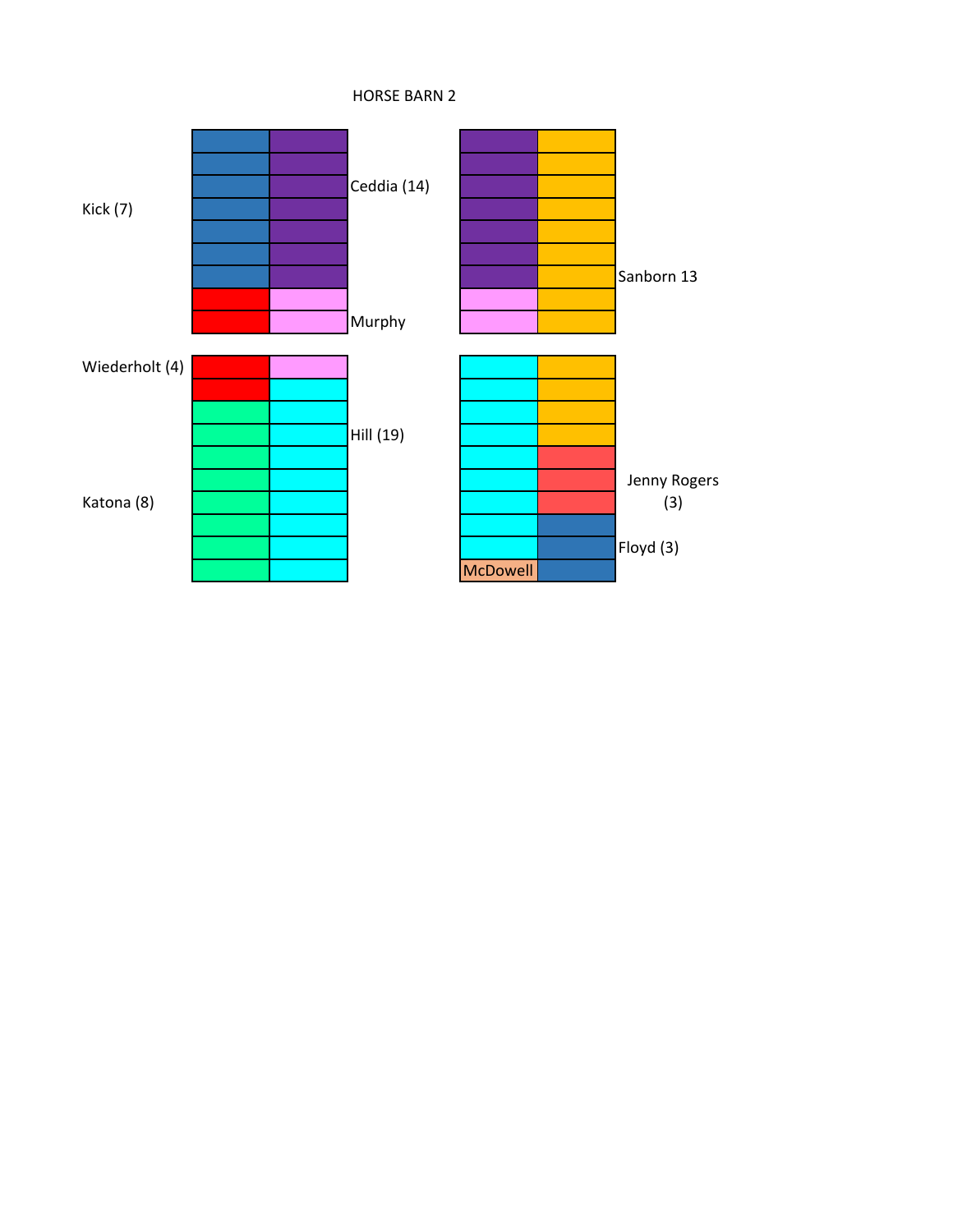# HORSE BARN 2

Kick (7)

Ceddia (14)

Murphy

Sanborn 13

Wiederholt (4)

Hill (19)

Katona (8)

Jenny Rogers (3)

Floyd (3)

McDowell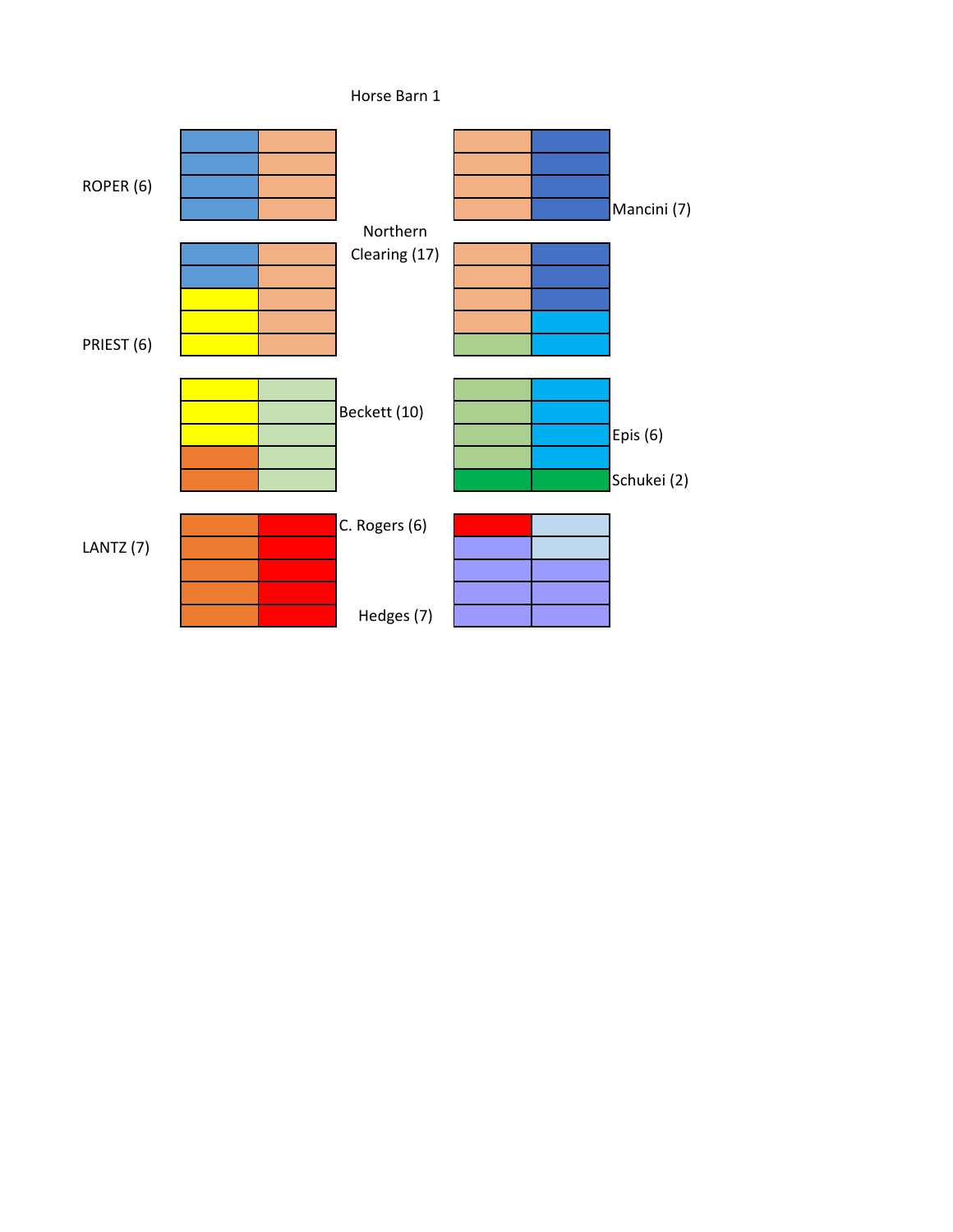Horse Barn 1

ROPER (6)

Mancini (7)

Northern Clearing (17)

PRIEST (6)

Beckett (10)

Epis (6)

Schukei (2)

LANTZ (7)

C. Rogers (6)

Hedges (7)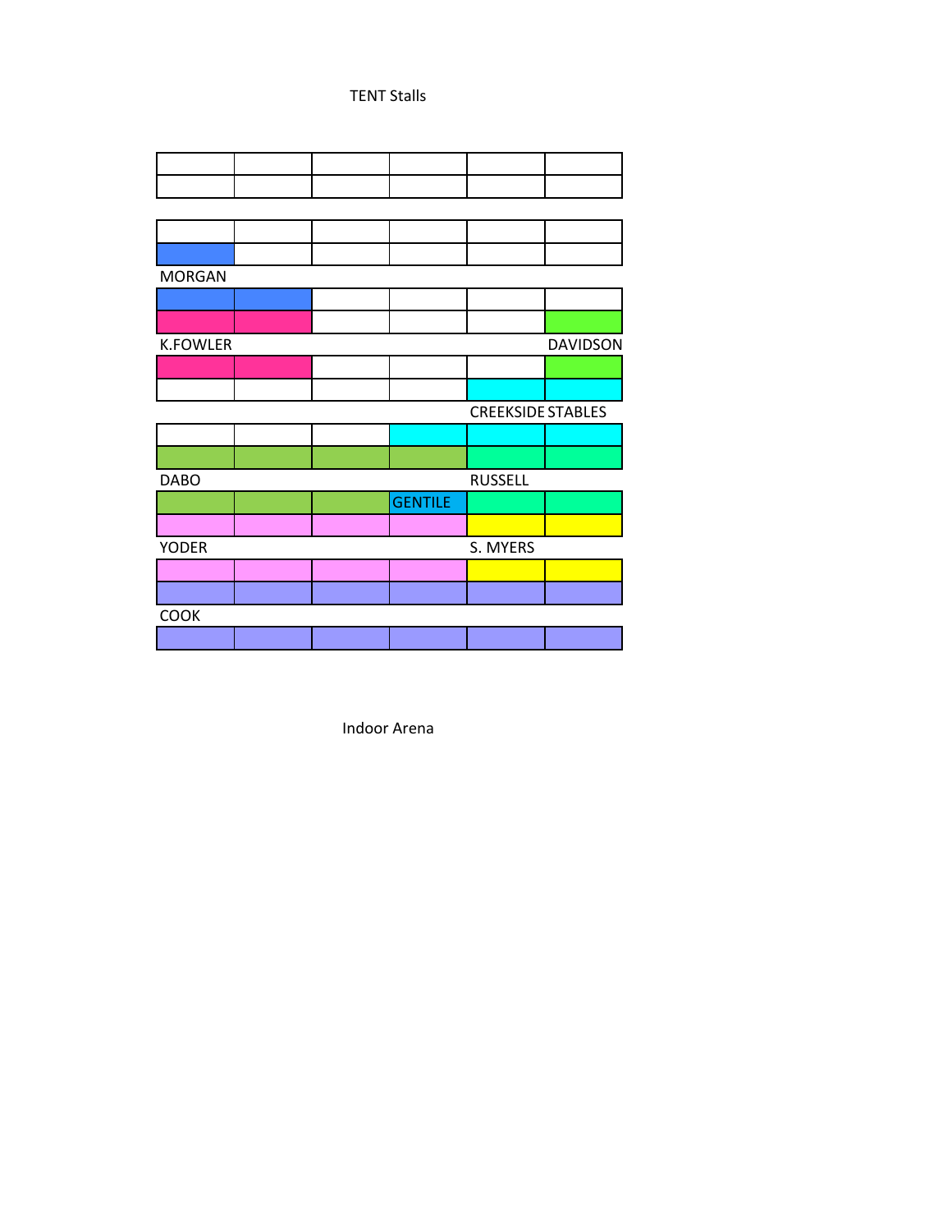TENT Stalls

| | | | | | |
|---|---|---|---|---|---|
| | | | | | |
| | | | | | |

| | | | | | |
|---|---|---|---|---|---|
| | | | | | |
| | | | | | |

MORGAN

| | | | | | |
|---|---|---|---|---|---|
| | | | | | |
| | | | | | |

K.FOWLER DAVIDSON

| | | | | | |
|---|---|---|---|---|---|
| | | | | | |
| | | | | | |

CREEKSIDE STABLES

| | | | | | |
|---|---|---|---|---|---|
| | | | | | |
| | | | | | |

DABO RUSSELL

| | | | | | |
|---|---|---|---|---|---|
| | | | GENTILE | | |
| | | | | | |

YODER S. MYERS

| | | | | | |
|---|---|---|---|---|---|
| | | | | | |
| | | | | | |

COOK

| | | | | | |
|---|---|---|---|---|---|
| | | | | | |

Indoor Arena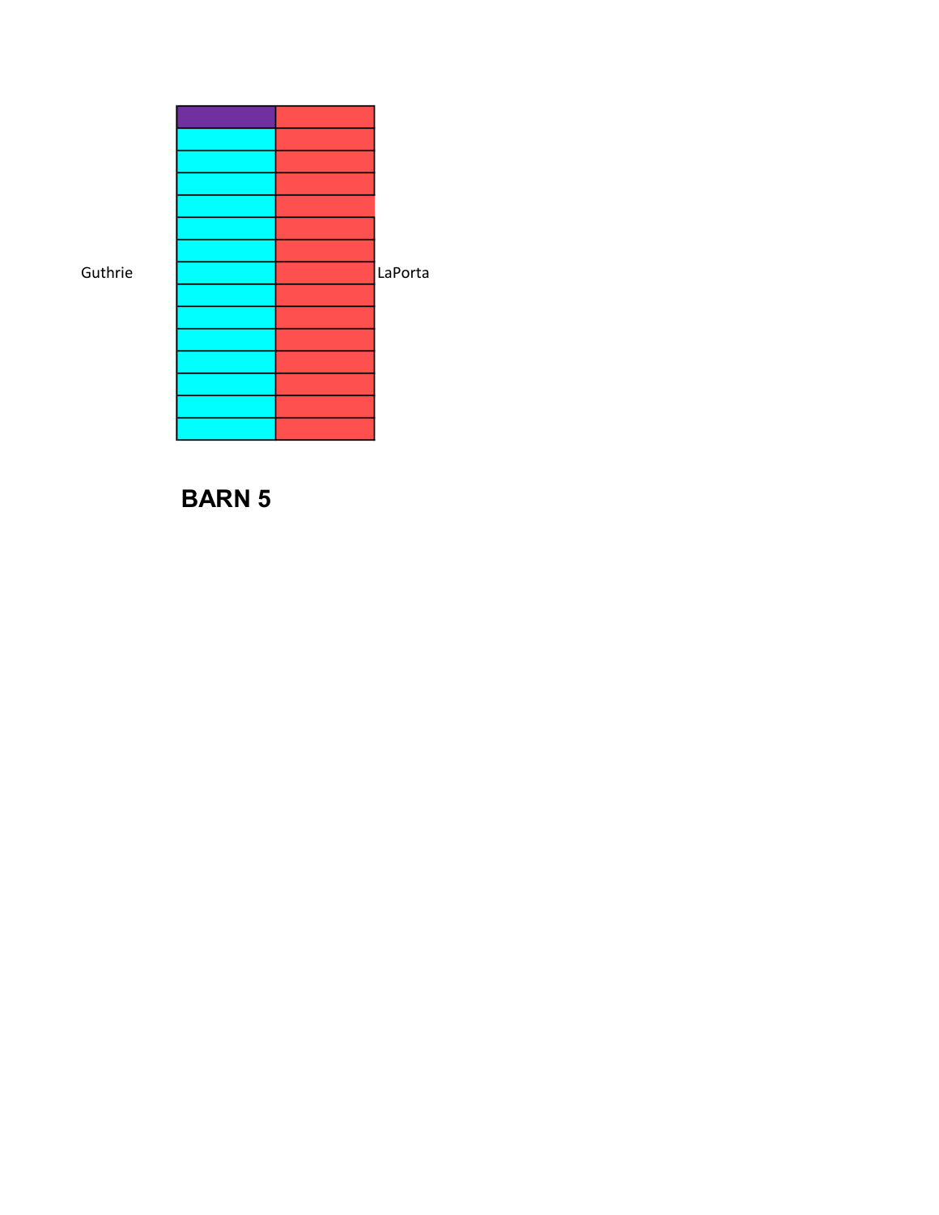Guthrie

LaPorta

**BARN 5**